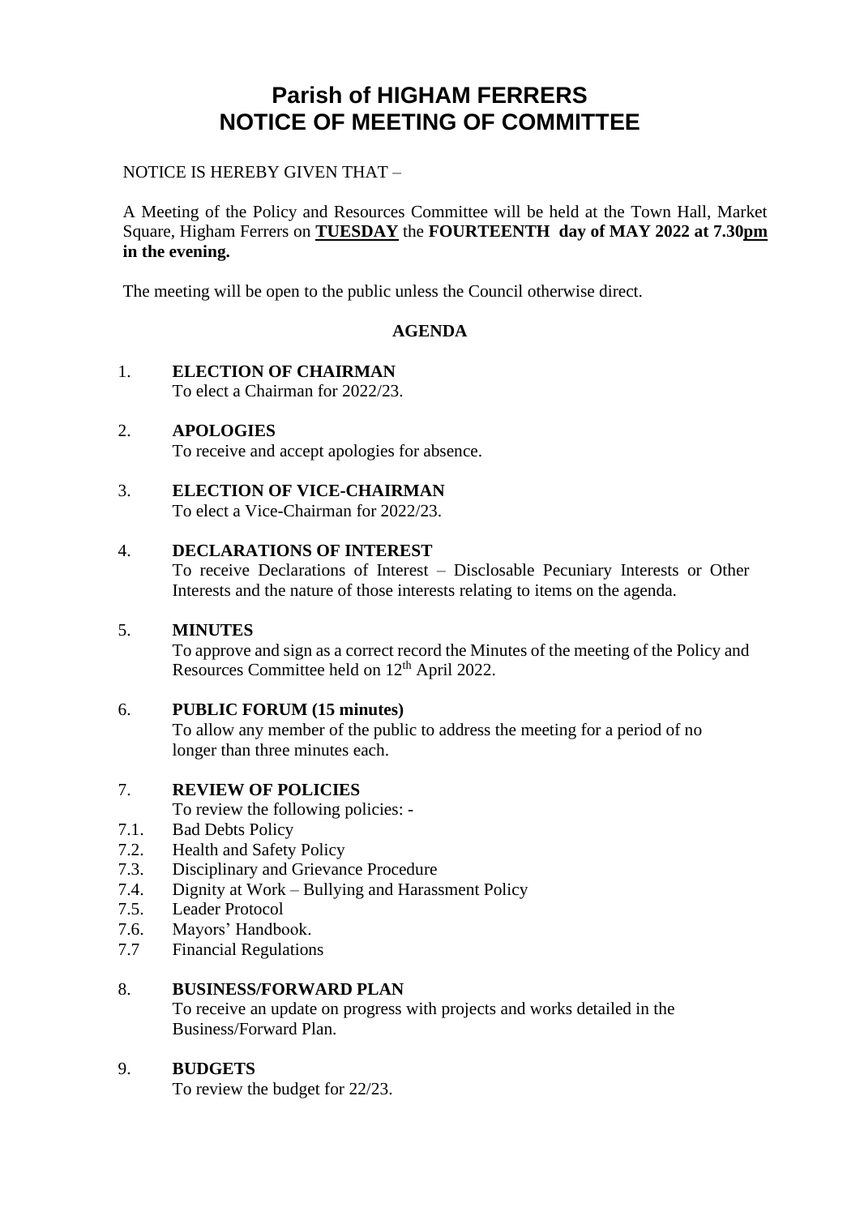# Parish of HIGHAM FERRERS
# NOTICE OF MEETING OF COMMITTEE

NOTICE IS HEREBY GIVEN THAT –

A Meeting of the Policy and Resources Committee will be held at the Town Hall, Market Square, Higham Ferrers on **TUESDAY** the **FOURTEENTH day of MAY 2022 at 7.30pm in the evening.**

The meeting will be open to the public unless the Council otherwise direct.

**AGENDA**

1. **ELECTION OF CHAIRMAN**
   To elect a Chairman for 2022/23.

2. **APOLOGIES**
   To receive and accept apologies for absence.

3. **ELECTION OF VICE-CHAIRMAN**
   To elect a Vice-Chairman for 2022/23.

4. **DECLARATIONS OF INTEREST**
   To receive Declarations of Interest – Disclosable Pecuniary Interests or Other Interests and the nature of those interests relating to items on the agenda.

5. **MINUTES**
   To approve and sign as a correct record the Minutes of the meeting of the Policy and Resources Committee held on 12th April 2022.

6. **PUBLIC FORUM (15 minutes)**
   To allow any member of the public to address the meeting for a period of no longer than three minutes each.

7. **REVIEW OF POLICIES**
   To review the following policies: -

7.1. Bad Debts Policy
7.2. Health and Safety Policy
7.3. Disciplinary and Grievance Procedure
7.4. Dignity at Work – Bullying and Harassment Policy
7.5. Leader Protocol
7.6. Mayors' Handbook.
7.7 Financial Regulations

8. **BUSINESS/FORWARD PLAN**
   To receive an update on progress with projects and works detailed in the Business/Forward Plan.

9. **BUDGETS**
   To review the budget for 22/23.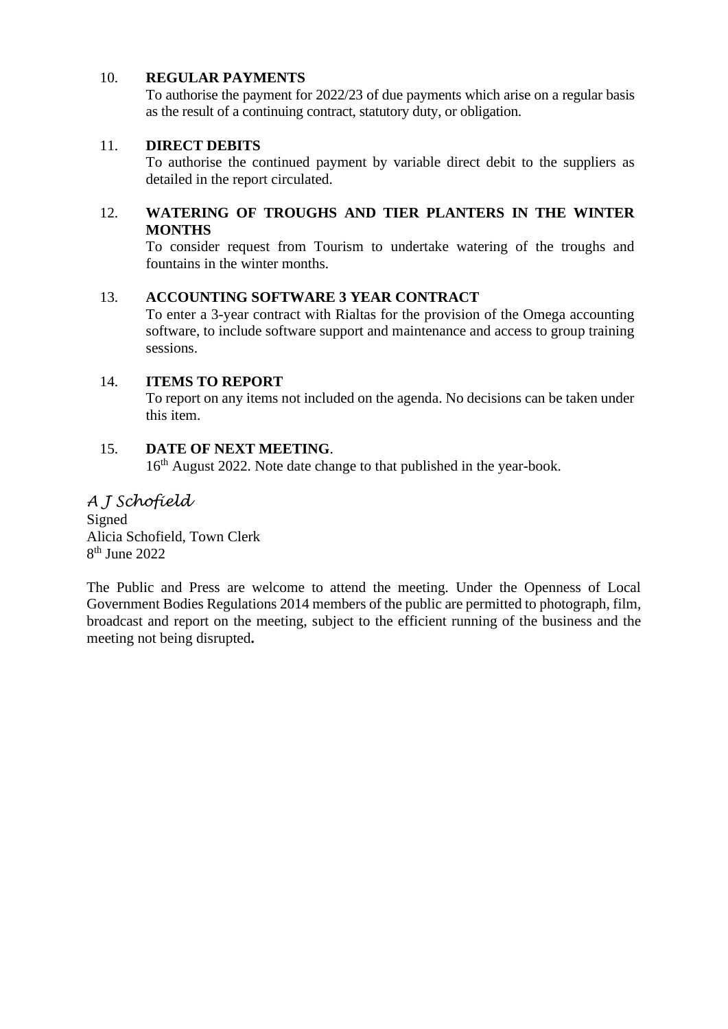10. **REGULAR PAYMENTS**
    To authorise the payment for 2022/23 of due payments which arise on a regular basis as the result of a continuing contract, statutory duty, or obligation.

11. **DIRECT DEBITS**
    To authorise the continued payment by variable direct debit to the suppliers as detailed in the report circulated.

12. **WATERING OF TROUGHS AND TIER PLANTERS IN THE WINTER MONTHS**
    To consider request from Tourism to undertake watering of the troughs and fountains in the winter months.

13. **ACCOUNTING SOFTWARE 3 YEAR CONTRACT**
    To enter a 3-year contract with Rialtas for the provision of the Omega accounting software, to include software support and maintenance and access to group training sessions.

14. **ITEMS TO REPORT**
    To report on any items not included on the agenda. No decisions can be taken under this item.

15. **DATE OF NEXT MEETING**.
    16th August 2022. Note date change to that published in the year-book.

*A J Schofield*
Signed
Alicia Schofield, Town Clerk
8th June 2022

The Public and Press are welcome to attend the meeting. Under the Openness of Local Government Bodies Regulations 2014 members of the public are permitted to photograph, film, broadcast and report on the meeting, subject to the efficient running of the business and the meeting not being disrupted**.**